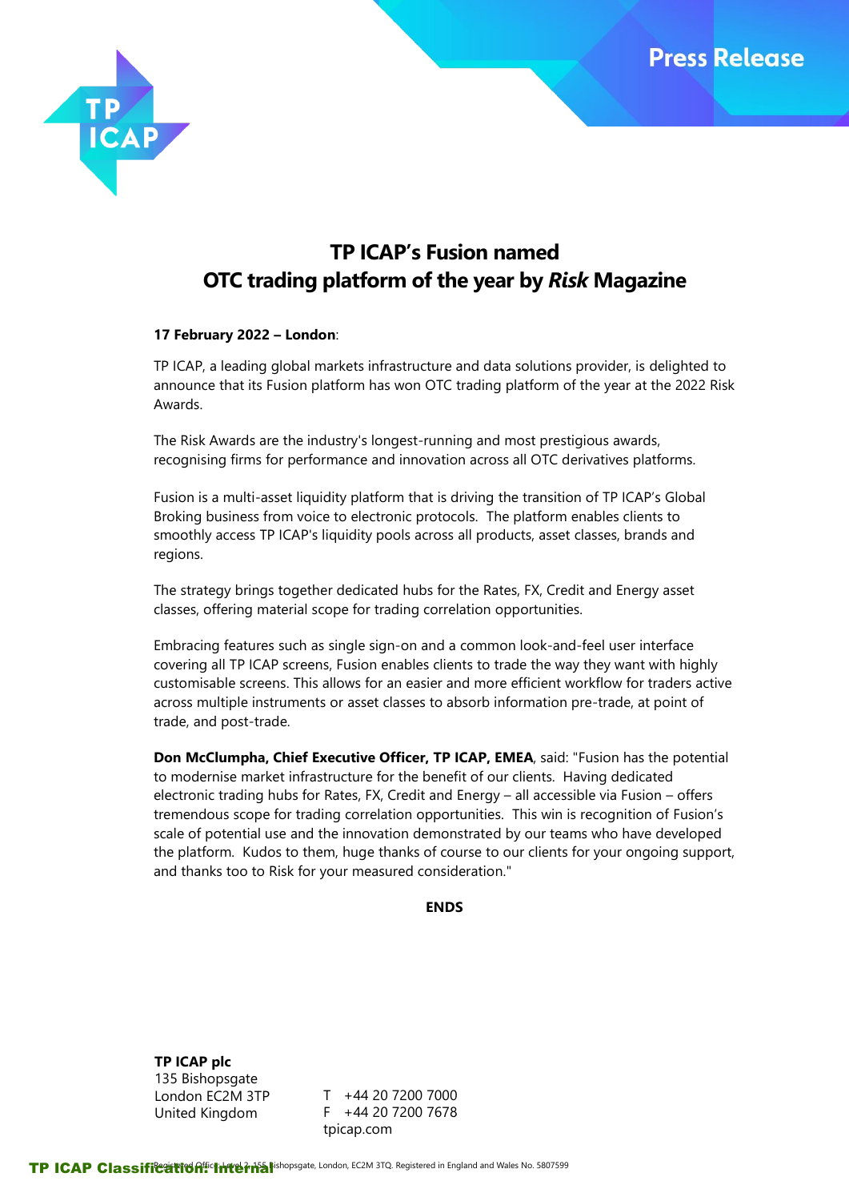Press Release

# TP ICAP's Fusion named OTC trading platform of the year by *Risk* Magazine

**17 February 2022 – London**:

TP ICAP, a leading global markets infrastructure and data solutions provider, is delighted to announce that its Fusion platform has won OTC trading platform of the year at the 2022 Risk Awards.

The Risk Awards are the industry's longest-running and most prestigious awards, recognising firms for performance and innovation across all OTC derivatives platforms.

Fusion is a multi-asset liquidity platform that is driving the transition of TP ICAP's Global Broking business from voice to electronic protocols. The platform enables clients to smoothly access TP ICAP's liquidity pools across all products, asset classes, brands and regions.

The strategy brings together dedicated hubs for the Rates, FX, Credit and Energy asset classes, offering material scope for trading correlation opportunities.

Embracing features such as single sign-on and a common look-and-feel user interface covering all TP ICAP screens, Fusion enables clients to trade the way they want with highly customisable screens. This allows for an easier and more efficient workflow for traders active across multiple instruments or asset classes to absorb information pre-trade, at point of trade, and post-trade.

**Don McClumpha, Chief Executive Officer, TP ICAP, EMEA**, said: "Fusion has the potential to modernise market infrastructure for the benefit of our clients. Having dedicated electronic trading hubs for Rates, FX, Credit and Energy – all accessible via Fusion – offers tremendous scope for trading correlation opportunities. This win is recognition of Fusion's scale of potential use and the innovation demonstrated by our teams who have developed the platform. Kudos to them, huge thanks of course to our clients for your ongoing support, and thanks too to Risk for your measured consideration."

**ENDS**

**TP ICAP plc**
135 Bishopsgate
London EC2M 3TP
United Kingdom

T +44 20 7200 7000
F +44 20 7200 7678
tpicap.com

Registered Office: Level 2, 155 Bishopsgate, London, EC2M 3TQ. Registered in England and Wales No. 5807599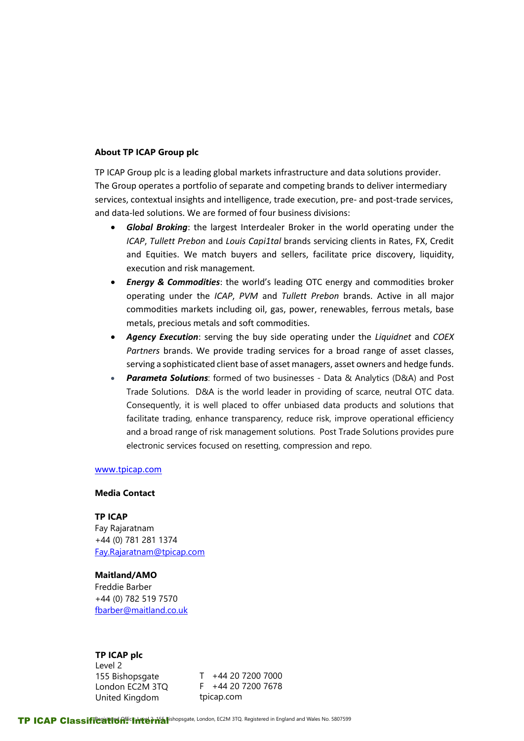**About TP ICAP Group plc**

TP ICAP Group plc is a leading global markets infrastructure and data solutions provider. The Group operates a portfolio of separate and competing brands to deliver intermediary services, contextual insights and intelligence, trade execution, pre- and post-trade services, and data-led solutions. We are formed of four business divisions:

- ***Global Broking***: the largest Interdealer Broker in the world operating under the *ICAP*, *Tullett Prebon* and *Louis Capi1tal* brands servicing clients in Rates, FX, Credit and Equities. We match buyers and sellers, facilitate price discovery, liquidity, execution and risk management.
- ***Energy & Commodities***: the world's leading OTC energy and commodities broker operating under the *ICAP*, *PVM* and *Tullett Prebon* brands. Active in all major commodities markets including oil, gas, power, renewables, ferrous metals, base metals, precious metals and soft commodities.
- ***Agency Execution***: serving the buy side operating under the *Liquidnet* and *COEX Partners* brands. We provide trading services for a broad range of asset classes, serving a sophisticated client base of asset managers, asset owners and hedge funds.
- ***Parameta Solutions***: formed of two businesses - Data & Analytics (D&A) and Post Trade Solutions. D&A is the world leader in providing of scarce, neutral OTC data. Consequently, it is well placed to offer unbiased data products and solutions that facilitate trading, enhance transparency, reduce risk, improve operational efficiency and a broad range of risk management solutions. Post Trade Solutions provides pure electronic services focused on resetting, compression and repo.

www.tpicap.com

**Media Contact**

**TP ICAP**
Fay Rajaratnam
+44 (0) 781 281 1374
Fay.Rajaratnam@tpicap.com

**Maitland/AMO**
Freddie Barber
+44 (0) 782 519 7570
fbarber@maitland.co.uk

**TP ICAP plc**
Level 2
155 Bishopsgate
London EC2M 3TQ
United Kingdom

T +44 20 7200 7000
F +44 20 7200 7678
tpicap.com

TP ICAP Classification: Internal

Registered Office: Level 2, 155 Bishopsgate, London, EC2M 3TQ. Registered in England and Wales No. 5807599